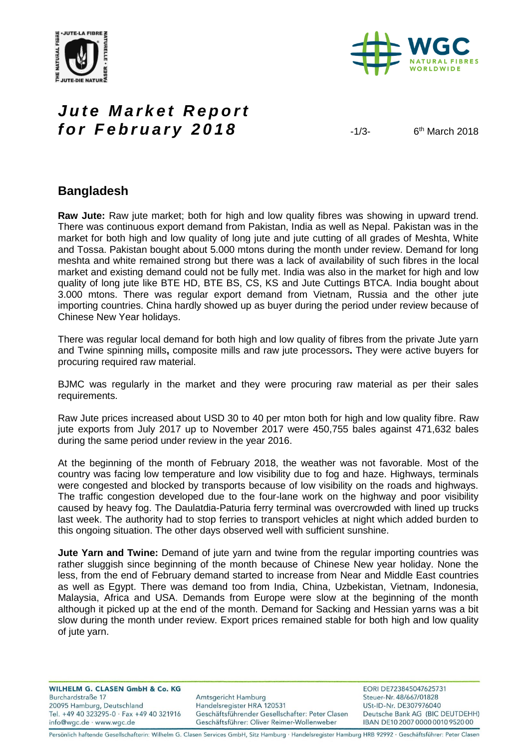# Jute Market Report for February 2018

6th March 2018

## Bangladesh

**Raw Jute:** Raw jute market; both for high and low quality fibres was showing in upward trend. There was continuous export demand from Pakistan, India as well as Nepal. Pakistan was in the market for both high and low quality of long jute and jute cutting of all grades of Meshta, White and Tossa. Pakistan bought about 5.000 mtons during the month under review. Demand for long meshta and white remained strong but there was a lack of availability of such fibres in the local market and existing demand could not be fully met. India was also in the market for high and low quality of long jute like BTE HD, BTE BS, CS, KS and Jute Cuttings BTCA. India bought about 3.000 mtons. There was regular export demand from Vietnam, Russia and the other jute importing countries. China hardly showed up as buyer during the period under review because of Chinese New Year holidays.

There was regular local demand for both high and low quality of fibres from the private Jute yarn and Twine spinning mills**,** composite mills and raw jute processors**.** They were active buyers for procuring required raw material.

BJMC was regularly in the market and they were procuring raw material as per their sales requirements.

Raw Jute prices increased about USD 30 to 40 per mton both for high and low quality fibre. Raw jute exports from July 2017 up to November 2017 were 450,755 bales against 471,632 bales during the same period under review in the year 2016.

At the beginning of the month of February 2018, the weather was not favorable. Most of the country was facing low temperature and low visibility due to fog and haze. Highways, terminals were congested and blocked by transports because of low visibility on the roads and highways. The traffic congestion developed due to the four-lane work on the highway and poor visibility caused by heavy fog. The Daulatdia-Paturia ferry terminal was overcrowded with lined up trucks last week. The authority had to stop ferries to transport vehicles at night which added burden to this ongoing situation. The other days observed well with sufficient sunshine.

**Jute Yarn and Twine:** Demand of jute yarn and twine from the regular importing countries was rather sluggish since beginning of the month because of Chinese New year holiday. None the less, from the end of February demand started to increase from Near and Middle East countries as well as Egypt. There was demand too from India, China, Uzbekistan, Vietnam, Indonesia, Malaysia, Africa and USA. Demands from Europe were slow at the beginning of the month although it picked up at the end of the month. Demand for Sacking and Hessian yarns was a bit slow during the month under review. Export prices remained stable for both high and low quality of jute yarn.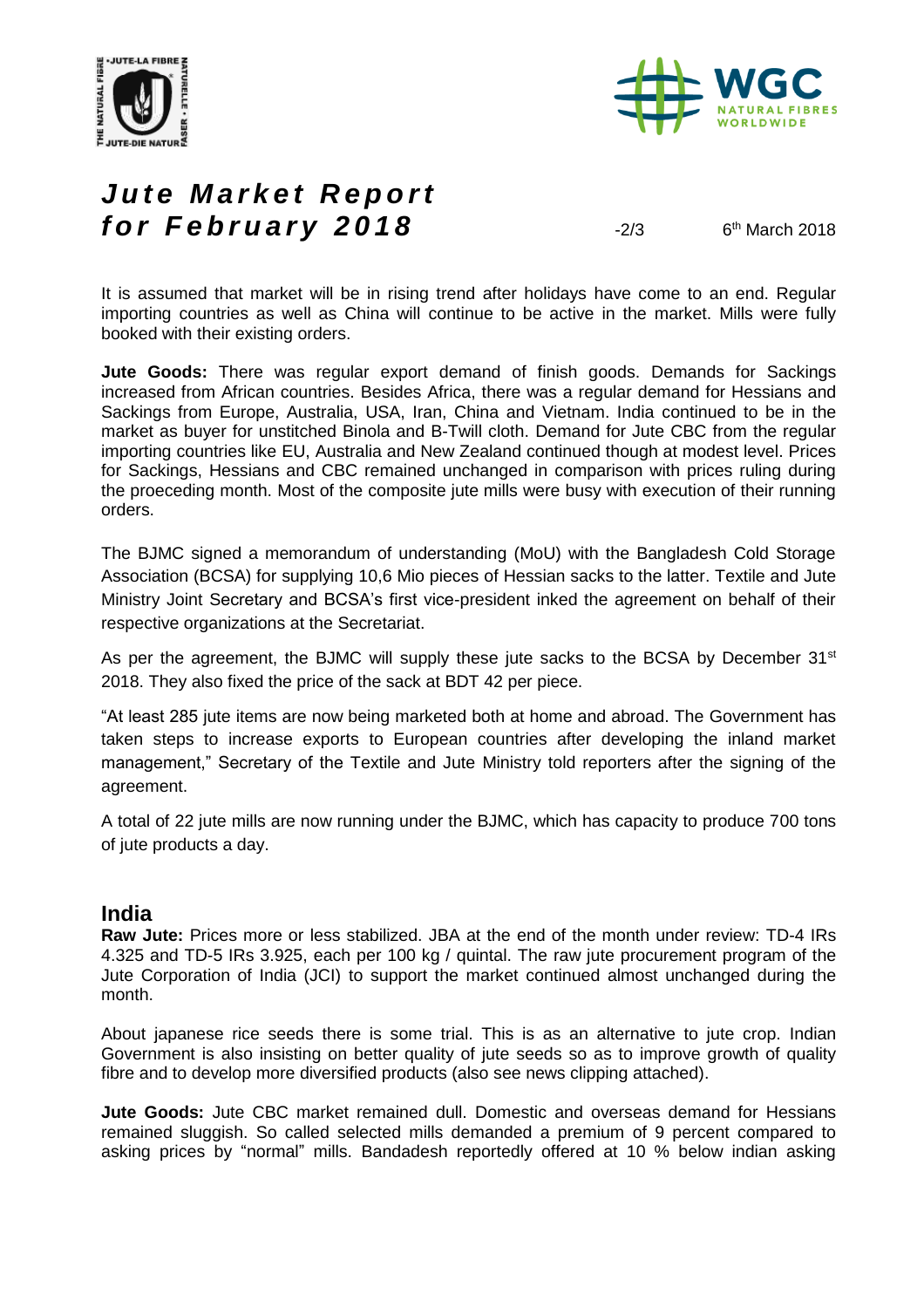It is assumed that market will be in rising trend after holidays have come to an end. Regular importing countries as well as China will continue to be active in the market. Mills were fully booked with their existing orders.

**Jute Goods:** There was regular export demand of finish goods. Demands for Sackings increased from African countries. Besides Africa, there was a regular demand for Hessians and Sackings from Europe, Australia, USA, Iran, China and Vietnam. India continued to be in the market as buyer for unstitched Binola and B-Twill cloth. Demand for Jute CBC from the regular importing countries like EU, Australia and New Zealand continued though at modest level. Prices for Sackings, Hessians and CBC remained unchanged in comparison with prices ruling during the proeceding month. Most of the composite jute mills were busy with execution of their running orders.

The BJMC signed a memorandum of understanding (MoU) with the Bangladesh Cold Storage Association (BCSA) for supplying 10,6 Mio pieces of Hessian sacks to the latter. Textile and Jute Ministry Joint Secretary and BCSA's first vice-president inked the agreement on behalf of their respective organizations at the Secretariat.

As per the agreement, the BJMC will supply these jute sacks to the BCSA by December 31st 2018. They also fixed the price of the sack at BDT 42 per piece.

"At least 285 jute items are now being marketed both at home and abroad. The Government has taken steps to increase exports to European countries after developing the inland market management," Secretary of the Textile and Jute Ministry told reporters after the signing of the agreement.

A total of 22 jute mills are now running under the BJMC, which has capacity to produce 700 tons of jute products a day.

## India

**Raw Jute:** Prices more or less stabilized. JBA at the end of the month under review: TD-4 IRs 4.325 and TD-5 IRs 3.925, each per 100 kg / quintal. The raw jute procurement program of the Jute Corporation of India (JCI) to support the market continued almost unchanged during the month.

About japanese rice seeds there is some trial. This is as an alternative to jute crop. Indian Government is also insisting on better quality of jute seeds so as to improve growth of quality fibre and to develop more diversified products (also see news clipping attached).

**Jute Goods:** Jute CBC market remained dull. Domestic and overseas demand for Hessians remained sluggish. So called selected mills demanded a premium of 9 percent compared to asking prices by "normal" mills. Bandadesh reportedly offered at 10 % below indian asking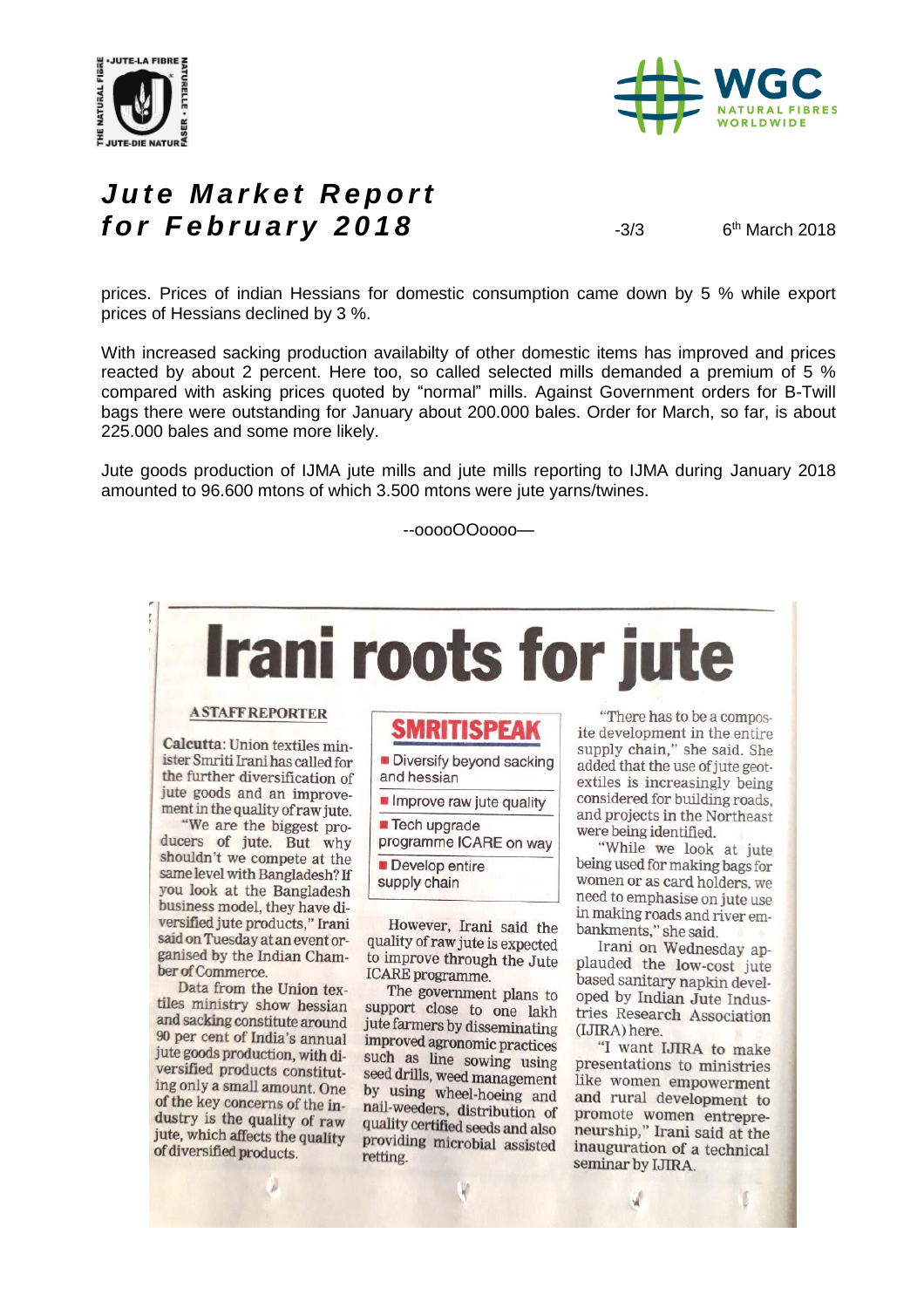prices. Prices of indian Hessians for domestic consumption came down by 5 % while export prices of Hessians declined by 3 %.

With increased sacking production availabilty of other domestic items has improved and prices reacted by about 2 percent. Here too, so called selected mills demanded a premium of 5 % compared with asking prices quoted by "normal" mills. Against Government orders for B-Twill bags there were outstanding for January about 200.000 bales. Order for March, so far, is about 225.000 bales and some more likely.

Jute goods production of IJMA jute mills and jute mills reporting to IJMA during January 2018 amounted to 96.600 mtons of which 3.500 mtons were jute yarns/twines.

--ooooOOoooo—

# Irani roots for jute

A STAFF REPORTER

Calcutta: Union textiles minister Smriti Irani has called for the further diversification of jute goods and an improvement in the quality of raw jute.

"We are the biggest producers of jute. But why shouldn't we compete at the same level with Bangladesh? If you look at the Bangladesh business model, they have diversified jute products," Irani said on Tuesday at an event organised by the Indian Chamber of Commerce.

Data from the Union textiles ministry show hessian and sacking constitute around 90 per cent of India's annual jute goods production, with diversified products constituting only a small amount. One of the key concerns of the industry is the quality of raw jute, which affects the quality of diversified products.

**SMRITISPEAK**

- Diversify beyond sacking and hessian
- Improve raw jute quality
- Tech upgrade programme ICARE on way
- Develop entire supply chain

However, Irani said the quality of raw jute is expected to improve through the Jute ICARE programme.

The government plans to support close to one lakh jute farmers by disseminating improved agronomic practices such as line sowing using seed drills, weed management by using wheel-hoeing and nail-weeders, distribution of quality certified seeds and also providing microbial assisted retting.

"There has to be a composite development in the entire supply chain," she said. She added that the use of jute geotextiles is increasingly being considered for building roads, and projects in the Northeast were being identified.

"While we look at jute being used for making bags for women or as card holders, we need to emphasise on jute use in making roads and river embankments," she said.

Irani on Wednesday applauded the low-cost jute based sanitary napkin developed by Indian Jute Industries Research Association (IJIRA) here.

"I want IJIRA to make presentations to ministries like women empowerment and rural development to promote women entrepreneurship," Irani said at the inauguration of a technical seminar by IJIRA.